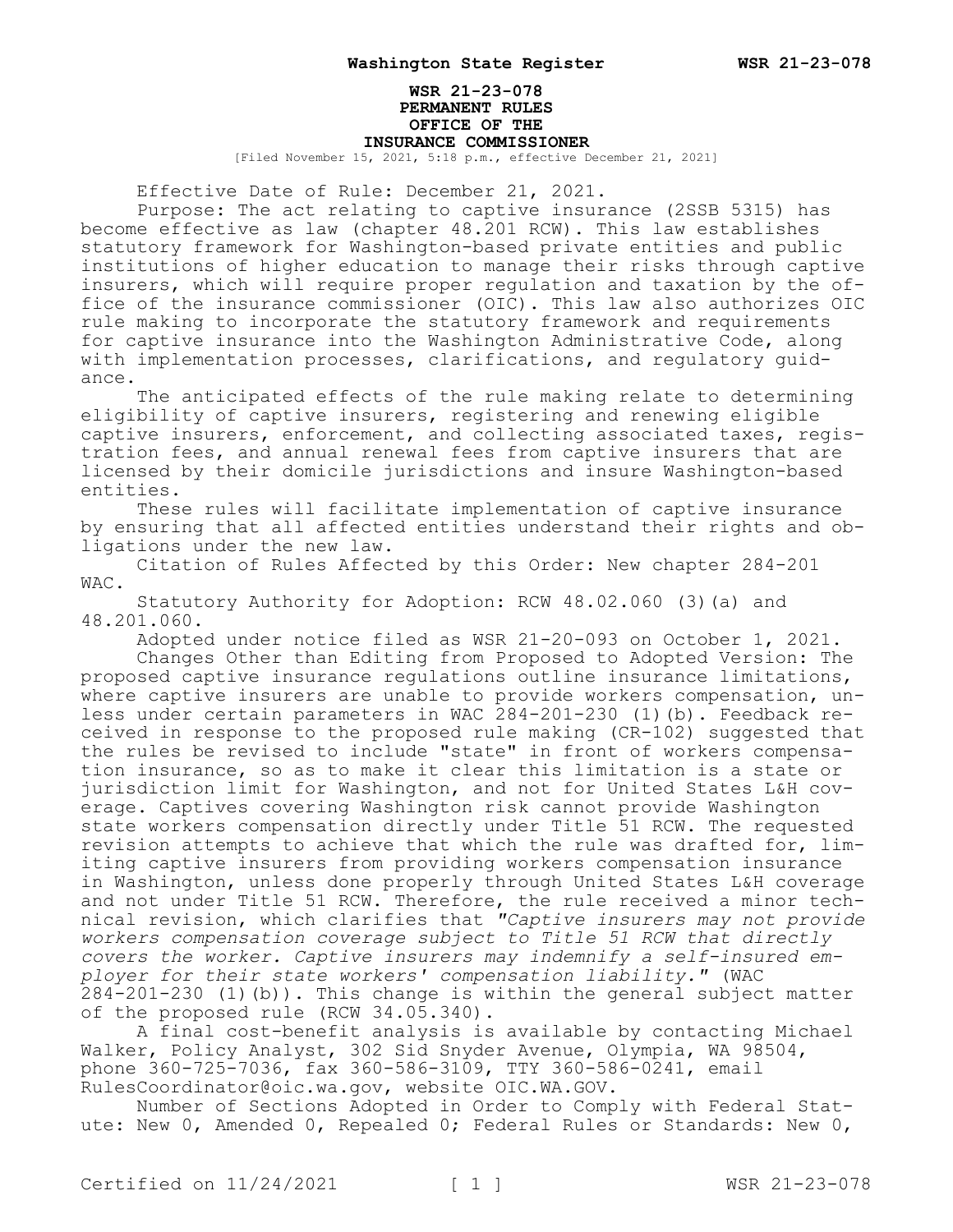# WSR 21-23-078
## PERMANENT RULES
## OFFICE OF THE INSURANCE COMMISSIONER

[Filed November 15, 2021, 5:18 p.m., effective December 21, 2021]

Effective Date of Rule: December 21, 2021.

Purpose: The act relating to captive insurance (2SSB 5315) has become effective as law (chapter 48.201 RCW). This law establishes statutory framework for Washington-based private entities and public institutions of higher education to manage their risks through captive insurers, which will require proper regulation and taxation by the office of the insurance commissioner (OIC). This law also authorizes OIC rule making to incorporate the statutory framework and requirements for captive insurance into the Washington Administrative Code, along with implementation processes, clarifications, and regulatory guidance.

The anticipated effects of the rule making relate to determining eligibility of captive insurers, registering and renewing eligible captive insurers, enforcement, and collecting associated taxes, registration fees, and annual renewal fees from captive insurers that are licensed by their domicile jurisdictions and insure Washington-based entities.

These rules will facilitate implementation of captive insurance by ensuring that all affected entities understand their rights and obligations under the new law.

Citation of Rules Affected by this Order: New chapter 284-201 WAC.

Statutory Authority for Adoption: RCW 48.02.060 (3)(a) and 48.201.060.

Adopted under notice filed as WSR 21-20-093 on October 1, 2021.

Changes Other than Editing from Proposed to Adopted Version: The proposed captive insurance regulations outline insurance limitations, where captive insurers are unable to provide workers compensation, unless under certain parameters in WAC 284-201-230 (1)(b). Feedback received in response to the proposed rule making (CR-102) suggested that the rules be revised to include "state" in front of workers compensation insurance, so as to make it clear this limitation is a state or jurisdiction limit for Washington, and not for United States L&H coverage. Captives covering Washington risk cannot provide Washington state workers compensation directly under Title 51 RCW. The requested revision attempts to achieve that which the rule was drafted for, limiting captive insurers from providing workers compensation insurance in Washington, unless done properly through United States L&H coverage and not under Title 51 RCW. Therefore, the rule received a minor technical revision, which clarifies that *"Captive insurers may not provide workers compensation coverage subject to Title 51 RCW that directly covers the worker. Captive insurers may indemnify a self-insured employer for their state workers' compensation liability."* (WAC 284-201-230 (1)(b)). This change is within the general subject matter of the proposed rule (RCW 34.05.340).

A final cost-benefit analysis is available by contacting Michael Walker, Policy Analyst, 302 Sid Snyder Avenue, Olympia, WA 98504, phone 360-725-7036, fax 360-586-3109, TTY 360-586-0241, email RulesCoordinator@oic.wa.gov, website OIC.WA.GOV.

Number of Sections Adopted in Order to Comply with Federal Statute: New 0, Amended 0, Repealed 0; Federal Rules or Standards: New 0,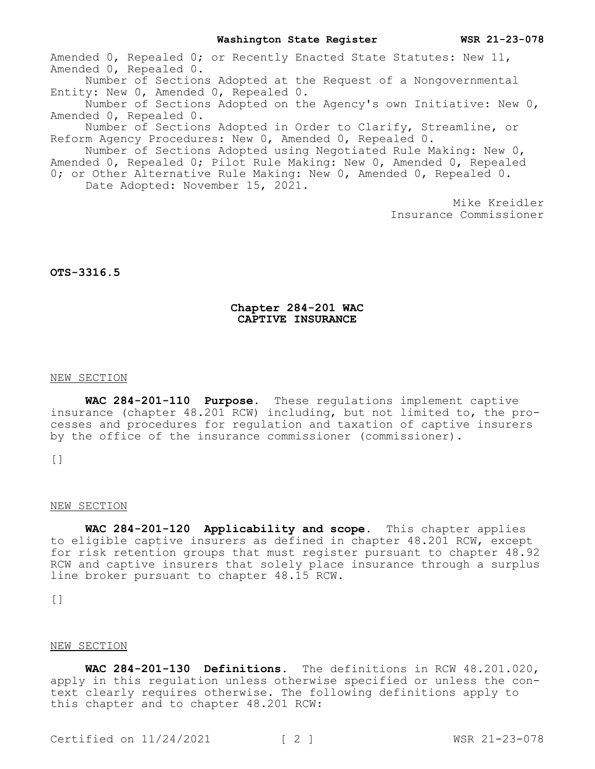Amended 0, Repealed 0; or Recently Enacted State Statutes: New 11, Amended 0, Repealed 0.

Number of Sections Adopted at the Request of a Nongovernmental Entity: New 0, Amended 0, Repealed 0.

Number of Sections Adopted on the Agency's own Initiative: New 0, Amended 0, Repealed 0.

Number of Sections Adopted in Order to Clarify, Streamline, or Reform Agency Procedures: New 0, Amended 0, Repealed 0.

Number of Sections Adopted using Negotiated Rule Making: New 0, Amended 0, Repealed 0; Pilot Rule Making: New 0, Amended 0, Repealed 0; or Other Alternative Rule Making: New 0, Amended 0, Repealed 0.

Date Adopted: November 15, 2021.

Mike Kreidler
Insurance Commissioner

**OTS-3316.5**

## Chapter 284-201 WAC
## CAPTIVE INSURANCE

NEW SECTION

**WAC 284-201-110 Purpose.** These regulations implement captive insurance (chapter 48.201 RCW) including, but not limited to, the processes and procedures for regulation and taxation of captive insurers by the office of the insurance commissioner (commissioner).

[]

NEW SECTION

**WAC 284-201-120 Applicability and scope.** This chapter applies to eligible captive insurers as defined in chapter 48.201 RCW, except for risk retention groups that must register pursuant to chapter 48.92 RCW and captive insurers that solely place insurance through a surplus line broker pursuant to chapter 48.15 RCW.

[]

NEW SECTION

**WAC 284-201-130 Definitions.** The definitions in RCW 48.201.020, apply in this regulation unless otherwise specified or unless the context clearly requires otherwise. The following definitions apply to this chapter and to chapter 48.201 RCW: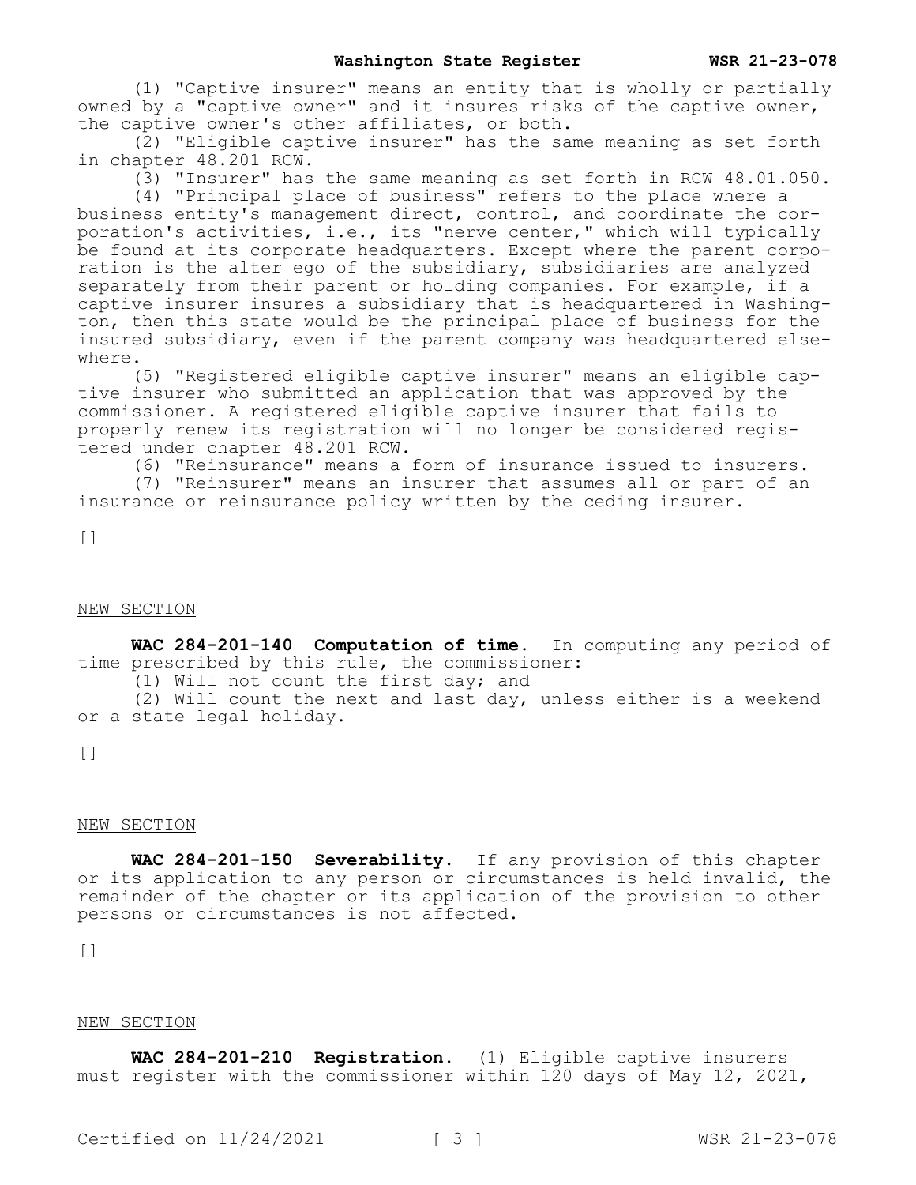(1) "Captive insurer" means an entity that is wholly or partially owned by a "captive owner" and it insures risks of the captive owner, the captive owner's other affiliates, or both.

(2) "Eligible captive insurer" has the same meaning as set forth in chapter 48.201 RCW.

(3) "Insurer" has the same meaning as set forth in RCW 48.01.050.

(4) "Principal place of business" refers to the place where a business entity's management direct, control, and coordinate the corporation's activities, i.e., its "nerve center," which will typically be found at its corporate headquarters. Except where the parent corporation is the alter ego of the subsidiary, subsidiaries are analyzed separately from their parent or holding companies. For example, if a captive insurer insures a subsidiary that is headquartered in Washington, then this state would be the principal place of business for the insured subsidiary, even if the parent company was headquartered elsewhere.

(5) "Registered eligible captive insurer" means an eligible captive insurer who submitted an application that was approved by the commissioner. A registered eligible captive insurer that fails to properly renew its registration will no longer be considered registered under chapter 48.201 RCW.

(6) "Reinsurance" means a form of insurance issued to insurers.

(7) "Reinsurer" means an insurer that assumes all or part of an insurance or reinsurance policy written by the ceding insurer.

[]

NEW SECTION

**WAC 284-201-140 Computation of time.** In computing any period of time prescribed by this rule, the commissioner:

(1) Will not count the first day; and

(2) Will count the next and last day, unless either is a weekend or a state legal holiday.

[]

NEW SECTION

**WAC 284-201-150 Severability.** If any provision of this chapter or its application to any person or circumstances is held invalid, the remainder of the chapter or its application of the provision to other persons or circumstances is not affected.

[]

NEW SECTION

**WAC 284-201-210 Registration.** (1) Eligible captive insurers must register with the commissioner within 120 days of May 12, 2021,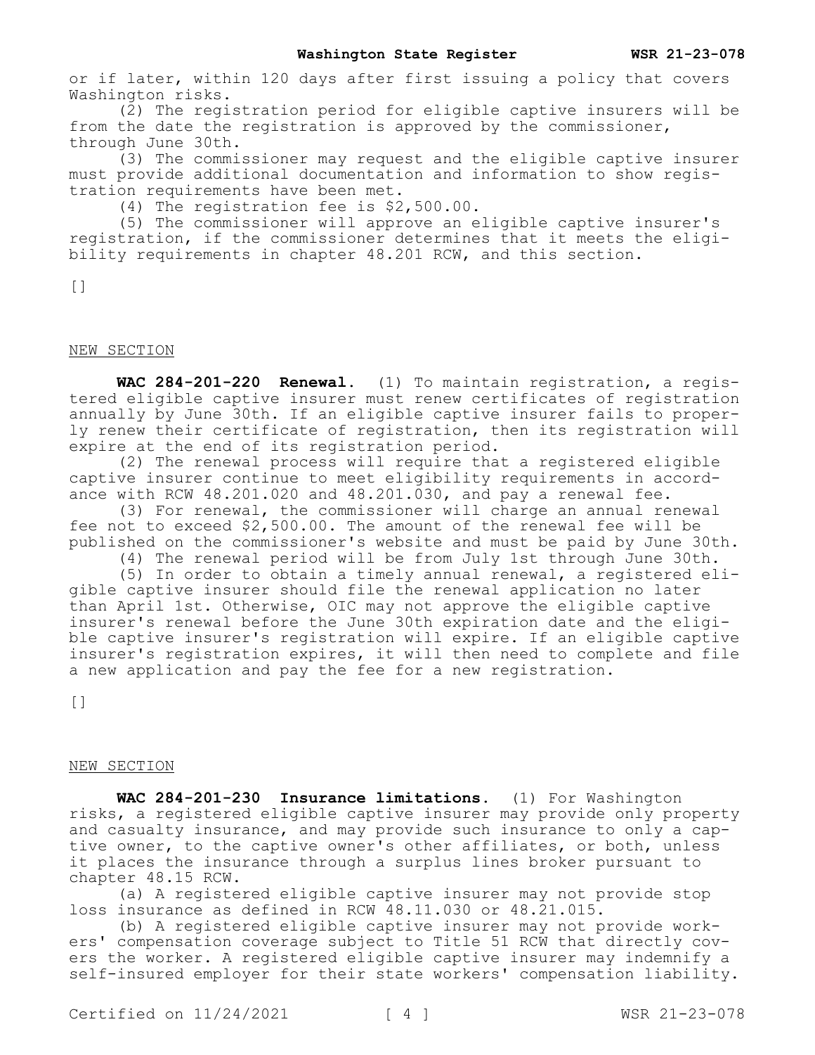or if later, within 120 days after first issuing a policy that covers Washington risks.

(2) The registration period for eligible captive insurers will be from the date the registration is approved by the commissioner, through June 30th.

(3) The commissioner may request and the eligible captive insurer must provide additional documentation and information to show registration requirements have been met.

(4) The registration fee is $2,500.00.

(5) The commissioner will approve an eligible captive insurer's registration, if the commissioner determines that it meets the eligibility requirements in chapter 48.201 RCW, and this section.

[]

NEW SECTION

**WAC 284-201-220 Renewal.** (1) To maintain registration, a registered eligible captive insurer must renew certificates of registration annually by June 30th. If an eligible captive insurer fails to properly renew their certificate of registration, then its registration will expire at the end of its registration period.

(2) The renewal process will require that a registered eligible captive insurer continue to meet eligibility requirements in accordance with RCW 48.201.020 and 48.201.030, and pay a renewal fee.

(3) For renewal, the commissioner will charge an annual renewal fee not to exceed $2,500.00. The amount of the renewal fee will be published on the commissioner's website and must be paid by June 30th.

(4) The renewal period will be from July 1st through June 30th.

(5) In order to obtain a timely annual renewal, a registered eligible captive insurer should file the renewal application no later than April 1st. Otherwise, OIC may not approve the eligible captive insurer's renewal before the June 30th expiration date and the eligible captive insurer's registration will expire. If an eligible captive insurer's registration expires, it will then need to complete and file a new application and pay the fee for a new registration.

[]

NEW SECTION

**WAC 284-201-230 Insurance limitations.** (1) For Washington risks, a registered eligible captive insurer may provide only property and casualty insurance, and may provide such insurance to only a captive owner, to the captive owner's other affiliates, or both, unless it places the insurance through a surplus lines broker pursuant to chapter 48.15 RCW.

(a) A registered eligible captive insurer may not provide stop loss insurance as defined in RCW 48.11.030 or 48.21.015.

(b) A registered eligible captive insurer may not provide workers' compensation coverage subject to Title 51 RCW that directly covers the worker. A registered eligible captive insurer may indemnify a self-insured employer for their state workers' compensation liability.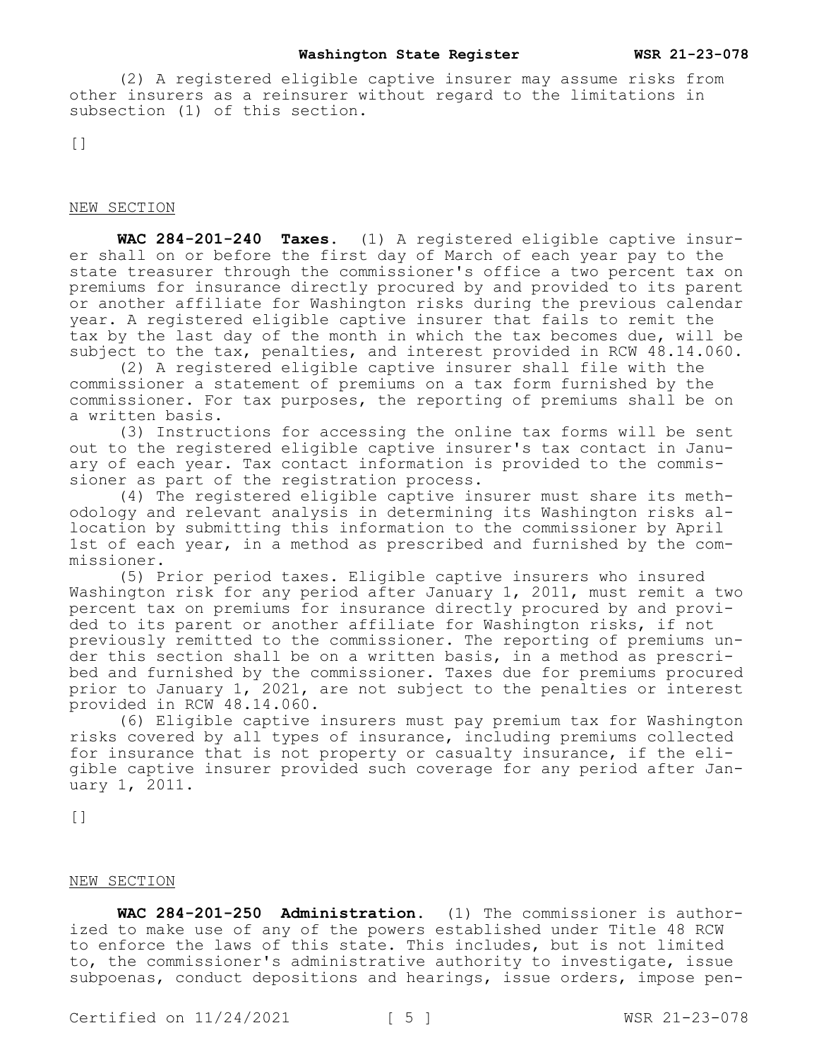(2) A registered eligible captive insurer may assume risks from other insurers as a reinsurer without regard to the limitations in subsection (1) of this section.

[]

NEW SECTION

**WAC 284-201-240 Taxes.** (1) A registered eligible captive insurer shall on or before the first day of March of each year pay to the state treasurer through the commissioner's office a two percent tax on premiums for insurance directly procured by and provided to its parent or another affiliate for Washington risks during the previous calendar year. A registered eligible captive insurer that fails to remit the tax by the last day of the month in which the tax becomes due, will be subject to the tax, penalties, and interest provided in RCW 48.14.060.

(2) A registered eligible captive insurer shall file with the commissioner a statement of premiums on a tax form furnished by the commissioner. For tax purposes, the reporting of premiums shall be on a written basis.

(3) Instructions for accessing the online tax forms will be sent out to the registered eligible captive insurer's tax contact in January of each year. Tax contact information is provided to the commissioner as part of the registration process.

(4) The registered eligible captive insurer must share its methodology and relevant analysis in determining its Washington risks allocation by submitting this information to the commissioner by April 1st of each year, in a method as prescribed and furnished by the commissioner.

(5) Prior period taxes. Eligible captive insurers who insured Washington risk for any period after January 1, 2011, must remit a two percent tax on premiums for insurance directly procured by and provided to its parent or another affiliate for Washington risks, if not previously remitted to the commissioner. The reporting of premiums under this section shall be on a written basis, in a method as prescribed and furnished by the commissioner. Taxes due for premiums procured prior to January 1, 2021, are not subject to the penalties or interest provided in RCW 48.14.060.

(6) Eligible captive insurers must pay premium tax for Washington risks covered by all types of insurance, including premiums collected for insurance that is not property or casualty insurance, if the eligible captive insurer provided such coverage for any period after January 1, 2011.

[]

NEW SECTION

**WAC 284-201-250 Administration.** (1) The commissioner is authorized to make use of any of the powers established under Title 48 RCW to enforce the laws of this state. This includes, but is not limited to, the commissioner's administrative authority to investigate, issue subpoenas, conduct depositions and hearings, issue orders, impose pen-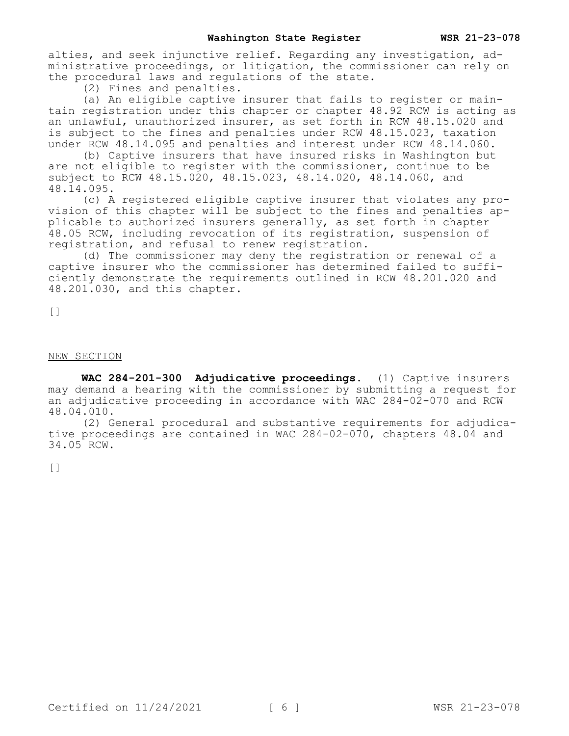alties, and seek injunctive relief. Regarding any investigation, administrative proceedings, or litigation, the commissioner can rely on the procedural laws and regulations of the state.

(2) Fines and penalties.

(a) An eligible captive insurer that fails to register or maintain registration under this chapter or chapter 48.92 RCW is acting as an unlawful, unauthorized insurer, as set forth in RCW 48.15.020 and is subject to the fines and penalties under RCW 48.15.023, taxation under RCW 48.14.095 and penalties and interest under RCW 48.14.060.

(b) Captive insurers that have insured risks in Washington but are not eligible to register with the commissioner, continue to be subject to RCW 48.15.020, 48.15.023, 48.14.020, 48.14.060, and 48.14.095.

(c) A registered eligible captive insurer that violates any provision of this chapter will be subject to the fines and penalties applicable to authorized insurers generally, as set forth in chapter 48.05 RCW, including revocation of its registration, suspension of registration, and refusal to renew registration.

(d) The commissioner may deny the registration or renewal of a captive insurer who the commissioner has determined failed to sufficiently demonstrate the requirements outlined in RCW 48.201.020 and 48.201.030, and this chapter.

[]

NEW SECTION

**WAC 284-201-300 Adjudicative proceedings.** (1) Captive insurers may demand a hearing with the commissioner by submitting a request for an adjudicative proceeding in accordance with WAC 284-02-070 and RCW 48.04.010.

(2) General procedural and substantive requirements for adjudicative proceedings are contained in WAC 284-02-070, chapters 48.04 and 34.05 RCW.

[]